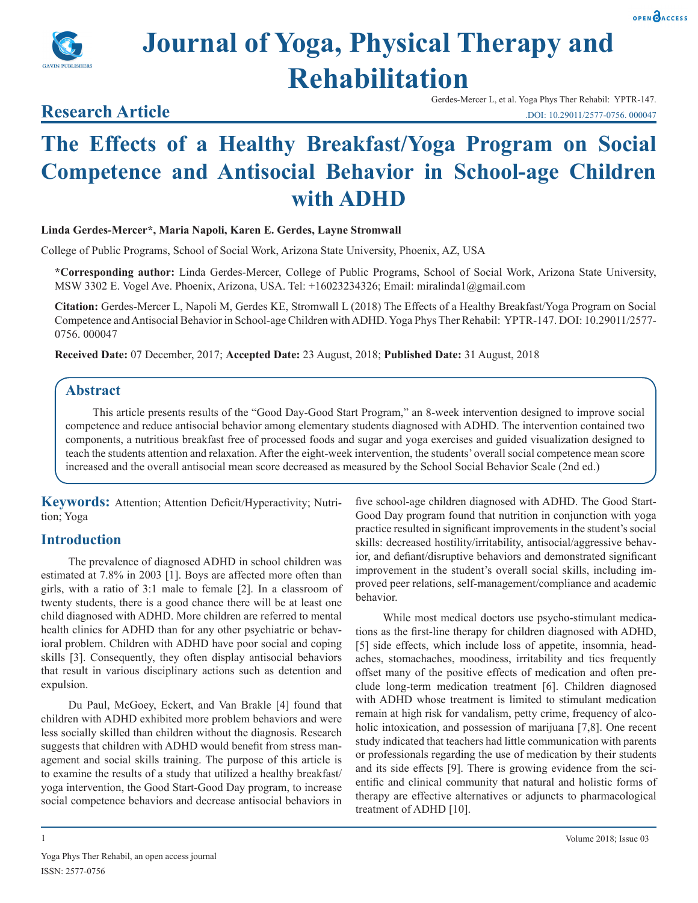# Journal of Yoga, Physical Therapy and Rehabilitation

## Research Article

Gerdes-Mercer L, et al. Yoga Phys Ther Rehabil: YPTR-147.
DOI: 10.29011/2577-0756. 000047

# The Effects of a Healthy Breakfast/Yoga Program on Social Competence and Antisocial Behavior in School-age Children with ADHD

**Linda Gerdes-Mercer*, Maria Napoli, Karen E. Gerdes, Layne Stromwall**

College of Public Programs, School of Social Work, Arizona State University, Phoenix, AZ, USA

**\*Corresponding author:** Linda Gerdes-Mercer, College of Public Programs, School of Social Work, Arizona State University, MSW 3302 E. Vogel Ave. Phoenix, Arizona, USA. Tel: +16023234326; Email: miralinda1@gmail.com

**Citation:** Gerdes-Mercer L, Napoli M, Gerdes KE, Stromwall L (2018) The Effects of a Healthy Breakfast/Yoga Program on Social Competence and Antisocial Behavior in School-age Children with ADHD. Yoga Phys Ther Rehabil: YPTR-147. DOI: 10.29011/2577-0756. 000047

**Received Date:** 07 December, 2017; **Accepted Date:** 23 August, 2018; **Published Date:** 31 August, 2018

## Abstract

This article presents results of the "Good Day-Good Start Program," an 8-week intervention designed to improve social competence and reduce antisocial behavior among elementary students diagnosed with ADHD. The intervention contained two components, a nutritious breakfast free of processed foods and sugar and yoga exercises and guided visualization designed to teach the students attention and relaxation. After the eight-week intervention, the students' overall social competence mean score increased and the overall antisocial mean score decreased as measured by the School Social Behavior Scale (2nd ed.)

**Keywords:** Attention; Attention Deficit/Hyperactivity; Nutrition; Yoga

## Introduction

The prevalence of diagnosed ADHD in school children was estimated at 7.8% in 2003 [1]. Boys are affected more often than girls, with a ratio of 3:1 male to female [2]. In a classroom of twenty students, there is a good chance there will be at least one child diagnosed with ADHD. More children are referred to mental health clinics for ADHD than for any other psychiatric or behavioral problem. Children with ADHD have poor social and coping skills [3]. Consequently, they often display antisocial behaviors that result in various disciplinary actions such as detention and expulsion.

Du Paul, McGoey, Eckert, and Van Brakle [4] found that children with ADHD exhibited more problem behaviors and were less socially skilled than children without the diagnosis. Research suggests that children with ADHD would benefit from stress management and social skills training. The purpose of this article is to examine the results of a study that utilized a healthy breakfast/yoga intervention, the Good Start-Good Day program, to increase social competence behaviors and decrease antisocial behaviors in five school-age children diagnosed with ADHD. The Good Start-Good Day program found that nutrition in conjunction with yoga practice resulted in significant improvements in the student's social skills: decreased hostility/irritability, antisocial/aggressive behavior, and defiant/disruptive behaviors and demonstrated significant improvement in the student's overall social skills, including improved peer relations, self-management/compliance and academic behavior.

While most medical doctors use psycho-stimulant medications as the first-line therapy for children diagnosed with ADHD, [5] side effects, which include loss of appetite, insomnia, headaches, stomachaches, moodiness, irritability and tics frequently offset many of the positive effects of medication and often preclude long-term medication treatment [6]. Children diagnosed with ADHD whose treatment is limited to stimulant medication remain at high risk for vandalism, petty crime, frequency of alcoholic intoxication, and possession of marijuana [7,8]. One recent study indicated that teachers had little communication with parents or professionals regarding the use of medication by their students and its side effects [9]. There is growing evidence from the scientific and clinical community that natural and holistic forms of therapy are effective alternatives or adjuncts to pharmacological treatment of ADHD [10].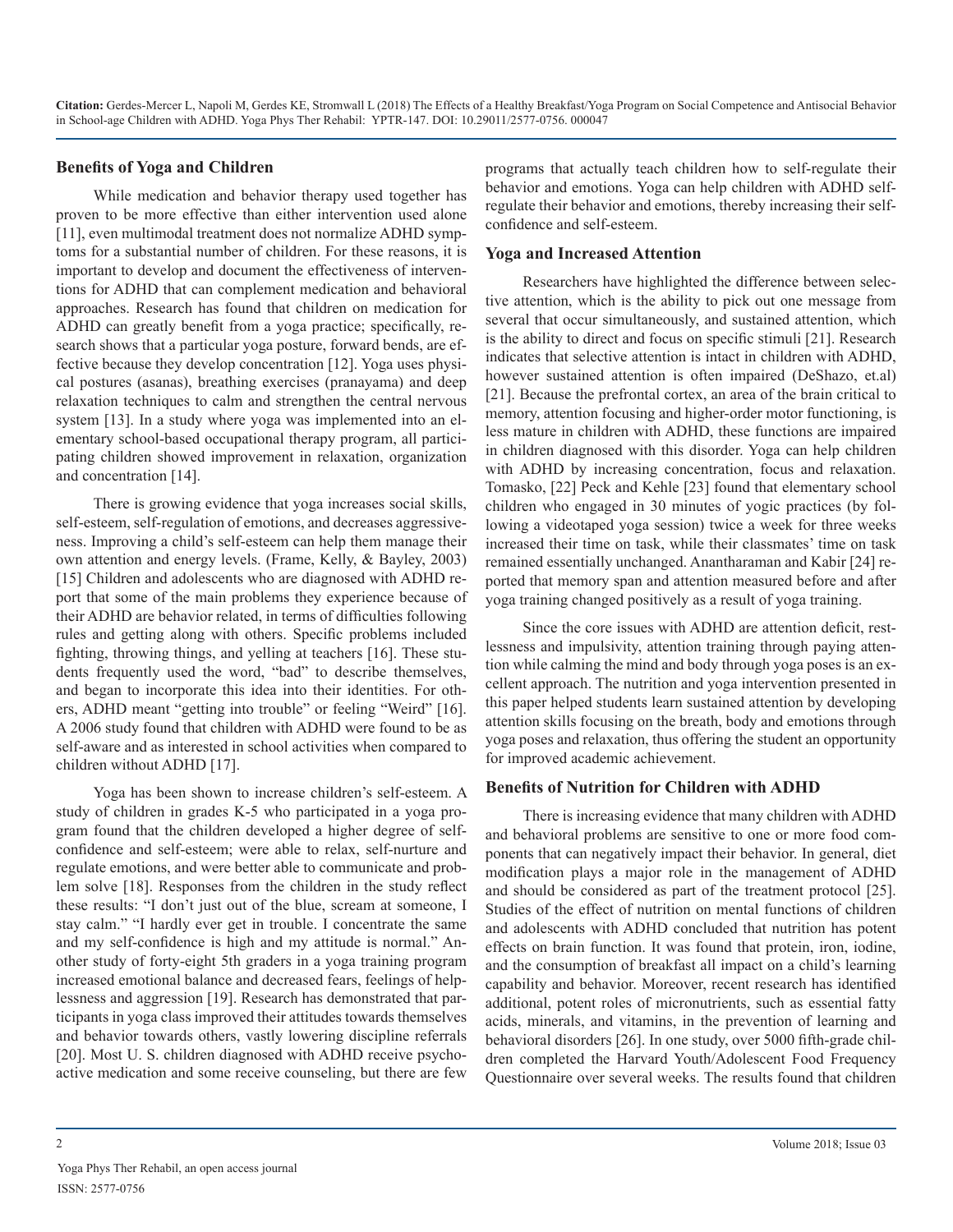## Benefits of Yoga and Children

While medication and behavior therapy used together has proven to be more effective than either intervention used alone [11], even multimodal treatment does not normalize ADHD symptoms for a substantial number of children. For these reasons, it is important to develop and document the effectiveness of interventions for ADHD that can complement medication and behavioral approaches. Research has found that children on medication for ADHD can greatly benefit from a yoga practice; specifically, research shows that a particular yoga posture, forward bends, are effective because they develop concentration [12]. Yoga uses physical postures (asanas), breathing exercises (pranayama) and deep relaxation techniques to calm and strengthen the central nervous system [13]. In a study where yoga was implemented into an elementary school-based occupational therapy program, all participating children showed improvement in relaxation, organization and concentration [14].

There is growing evidence that yoga increases social skills, self-esteem, self-regulation of emotions, and decreases aggressiveness. Improving a child's self-esteem can help them manage their own attention and energy levels. (Frame, Kelly, & Bayley, 2003) [15] Children and adolescents who are diagnosed with ADHD report that some of the main problems they experience because of their ADHD are behavior related, in terms of difficulties following rules and getting along with others. Specific problems included fighting, throwing things, and yelling at teachers [16]. These students frequently used the word, "bad" to describe themselves, and began to incorporate this idea into their identities. For others, ADHD meant "getting into trouble" or feeling "Weird" [16]. A 2006 study found that children with ADHD were found to be as self-aware and as interested in school activities when compared to children without ADHD [17].

Yoga has been shown to increase children's self-esteem. A study of children in grades K-5 who participated in a yoga program found that the children developed a higher degree of self-confidence and self-esteem; were able to relax, self-nurture and regulate emotions, and were better able to communicate and problem solve [18]. Responses from the children in the study reflect these results: "I don't just out of the blue, scream at someone, I stay calm." "I hardly ever get in trouble. I concentrate the same and my self-confidence is high and my attitude is normal." Another study of forty-eight 5th graders in a yoga training program increased emotional balance and decreased fears, feelings of helplessness and aggression [19]. Research has demonstrated that participants in yoga class improved their attitudes towards themselves and behavior towards others, vastly lowering discipline referrals [20]. Most U. S. children diagnosed with ADHD receive psychoactive medication and some receive counseling, but there are few programs that actually teach children how to self-regulate their behavior and emotions. Yoga can help children with ADHD self-regulate their behavior and emotions, thereby increasing their self-confidence and self-esteem.

## Yoga and Increased Attention

Researchers have highlighted the difference between selective attention, which is the ability to pick out one message from several that occur simultaneously, and sustained attention, which is the ability to direct and focus on specific stimuli [21]. Research indicates that selective attention is intact in children with ADHD, however sustained attention is often impaired (DeShazo, et.al) [21]. Because the prefrontal cortex, an area of the brain critical to memory, attention focusing and higher-order motor functioning, is less mature in children with ADHD, these functions are impaired in children diagnosed with this disorder. Yoga can help children with ADHD by increasing concentration, focus and relaxation. Tomasko, [22] Peck and Kehle [23] found that elementary school children who engaged in 30 minutes of yogic practices (by following a videotaped yoga session) twice a week for three weeks increased their time on task, while their classmates' time on task remained essentially unchanged. Anantharaman and Kabir [24] reported that memory span and attention measured before and after yoga training changed positively as a result of yoga training.

Since the core issues with ADHD are attention deficit, restlessness and impulsivity, attention training through paying attention while calming the mind and body through yoga poses is an excellent approach. The nutrition and yoga intervention presented in this paper helped students learn sustained attention by developing attention skills focusing on the breath, body and emotions through yoga poses and relaxation, thus offering the student an opportunity for improved academic achievement.

## Benefits of Nutrition for Children with ADHD

There is increasing evidence that many children with ADHD and behavioral problems are sensitive to one or more food components that can negatively impact their behavior. In general, diet modification plays a major role in the management of ADHD and should be considered as part of the treatment protocol [25]. Studies of the effect of nutrition on mental functions of children and adolescents with ADHD concluded that nutrition has potent effects on brain function. It was found that protein, iron, iodine, and the consumption of breakfast all impact on a child's learning capability and behavior. Moreover, recent research has identified additional, potent roles of micronutrients, such as essential fatty acids, minerals, and vitamins, in the prevention of learning and behavioral disorders [26]. In one study, over 5000 fifth-grade children completed the Harvard Youth/Adolescent Food Frequency Questionnaire over several weeks. The results found that children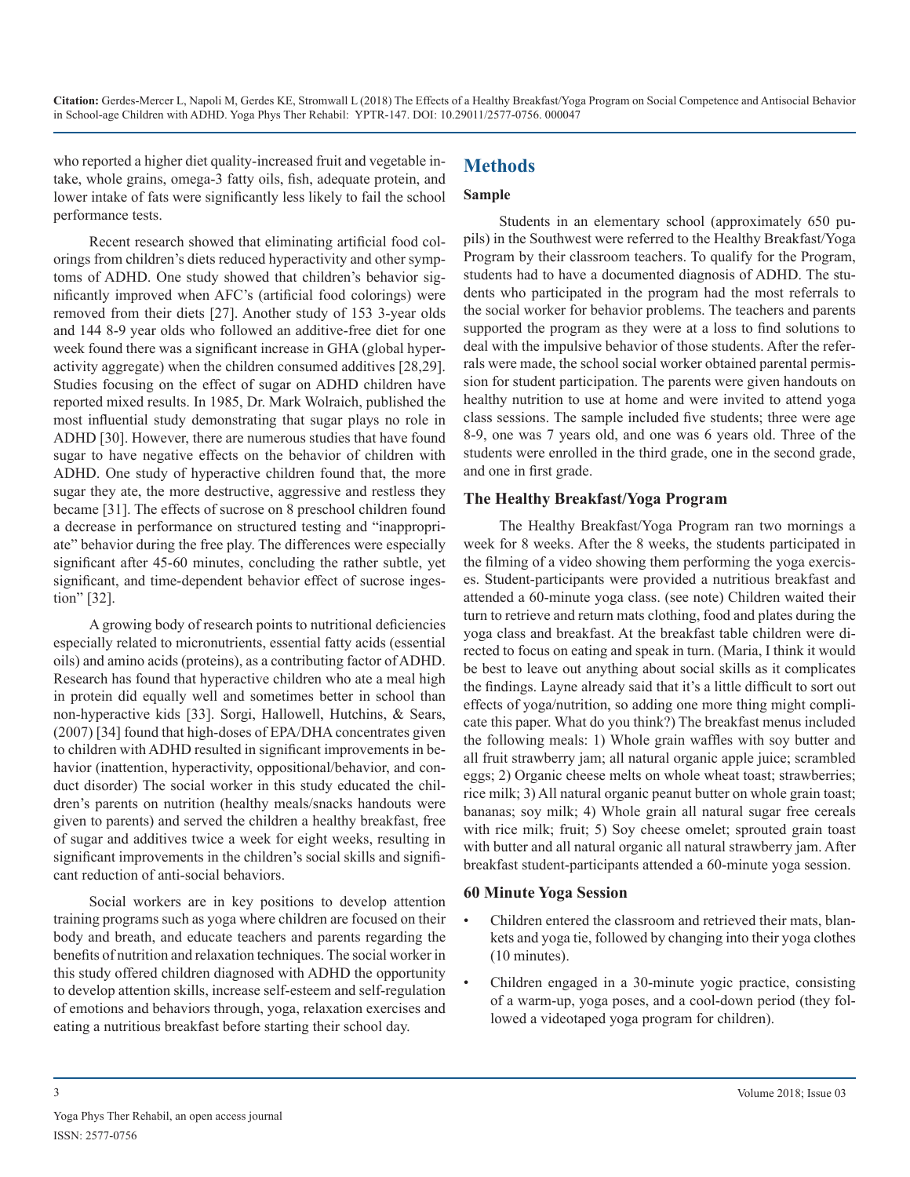who reported a higher diet quality-increased fruit and vegetable intake, whole grains, omega-3 fatty oils, fish, adequate protein, and lower intake of fats were significantly less likely to fail the school performance tests.

Recent research showed that eliminating artificial food colorings from children's diets reduced hyperactivity and other symptoms of ADHD. One study showed that children's behavior significantly improved when AFC's (artificial food colorings) were removed from their diets [27]. Another study of 153 3-year olds and 144 8-9 year olds who followed an additive-free diet for one week found there was a significant increase in GHA (global hyperactivity aggregate) when the children consumed additives [28,29]. Studies focusing on the effect of sugar on ADHD children have reported mixed results. In 1985, Dr. Mark Wolraich, published the most influential study demonstrating that sugar plays no role in ADHD [30]. However, there are numerous studies that have found sugar to have negative effects on the behavior of children with ADHD. One study of hyperactive children found that, the more sugar they ate, the more destructive, aggressive and restless they became [31]. The effects of sucrose on 8 preschool children found a decrease in performance on structured testing and "inappropriate" behavior during the free play. The differences were especially significant after 45-60 minutes, concluding the rather subtle, yet significant, and time-dependent behavior effect of sucrose ingestion" [32].

A growing body of research points to nutritional deficiencies especially related to micronutrients, essential fatty acids (essential oils) and amino acids (proteins), as a contributing factor of ADHD. Research has found that hyperactive children who ate a meal high in protein did equally well and sometimes better in school than non-hyperactive kids [33]. Sorgi, Hallowell, Hutchins, & Sears, (2007) [34] found that high-doses of EPA/DHA concentrates given to children with ADHD resulted in significant improvements in behavior (inattention, hyperactivity, oppositional/behavior, and conduct disorder) The social worker in this study educated the children's parents on nutrition (healthy meals/snacks handouts were given to parents) and served the children a healthy breakfast, free of sugar and additives twice a week for eight weeks, resulting in significant improvements in the children's social skills and significant reduction of anti-social behaviors.

Social workers are in key positions to develop attention training programs such as yoga where children are focused on their body and breath, and educate teachers and parents regarding the benefits of nutrition and relaxation techniques. The social worker in this study offered children diagnosed with ADHD the opportunity to develop attention skills, increase self-esteem and self-regulation of emotions and behaviors through, yoga, relaxation exercises and eating a nutritious breakfast before starting their school day.

## Methods

### Sample

Students in an elementary school (approximately 650 pupils) in the Southwest were referred to the Healthy Breakfast/Yoga Program by their classroom teachers. To qualify for the Program, students had to have a documented diagnosis of ADHD. The students who participated in the program had the most referrals to the social worker for behavior problems. The teachers and parents supported the program as they were at a loss to find solutions to deal with the impulsive behavior of those students. After the referrals were made, the school social worker obtained parental permission for student participation. The parents were given handouts on healthy nutrition to use at home and were invited to attend yoga class sessions. The sample included five students; three were age 8-9, one was 7 years old, and one was 6 years old. Three of the students were enrolled in the third grade, one in the second grade, and one in first grade.

### The Healthy Breakfast/Yoga Program

The Healthy Breakfast/Yoga Program ran two mornings a week for 8 weeks. After the 8 weeks, the students participated in the filming of a video showing them performing the yoga exercises. Student-participants were provided a nutritious breakfast and attended a 60-minute yoga class. (see note) Children waited their turn to retrieve and return mats clothing, food and plates during the yoga class and breakfast. At the breakfast table children were directed to focus on eating and speak in turn. (Maria, I think it would be best to leave out anything about social skills as it complicates the findings. Layne already said that it's a little difficult to sort out effects of yoga/nutrition, so adding one more thing might complicate this paper. What do you think?) The breakfast menus included the following meals: 1) Whole grain waffles with soy butter and all fruit strawberry jam; all natural organic apple juice; scrambled eggs; 2) Organic cheese melts on whole wheat toast; strawberries; rice milk; 3) All natural organic peanut butter on whole grain toast; bananas; soy milk; 4) Whole grain all natural sugar free cereals with rice milk; fruit; 5) Soy cheese omelet; sprouted grain toast with butter and all natural organic all natural strawberry jam. After breakfast student-participants attended a 60-minute yoga session.

### 60 Minute Yoga Session

- Children entered the classroom and retrieved their mats, blankets and yoga tie, followed by changing into their yoga clothes (10 minutes).
- Children engaged in a 30-minute yogic practice, consisting of a warm-up, yoga poses, and a cool-down period (they followed a videotaped yoga program for children).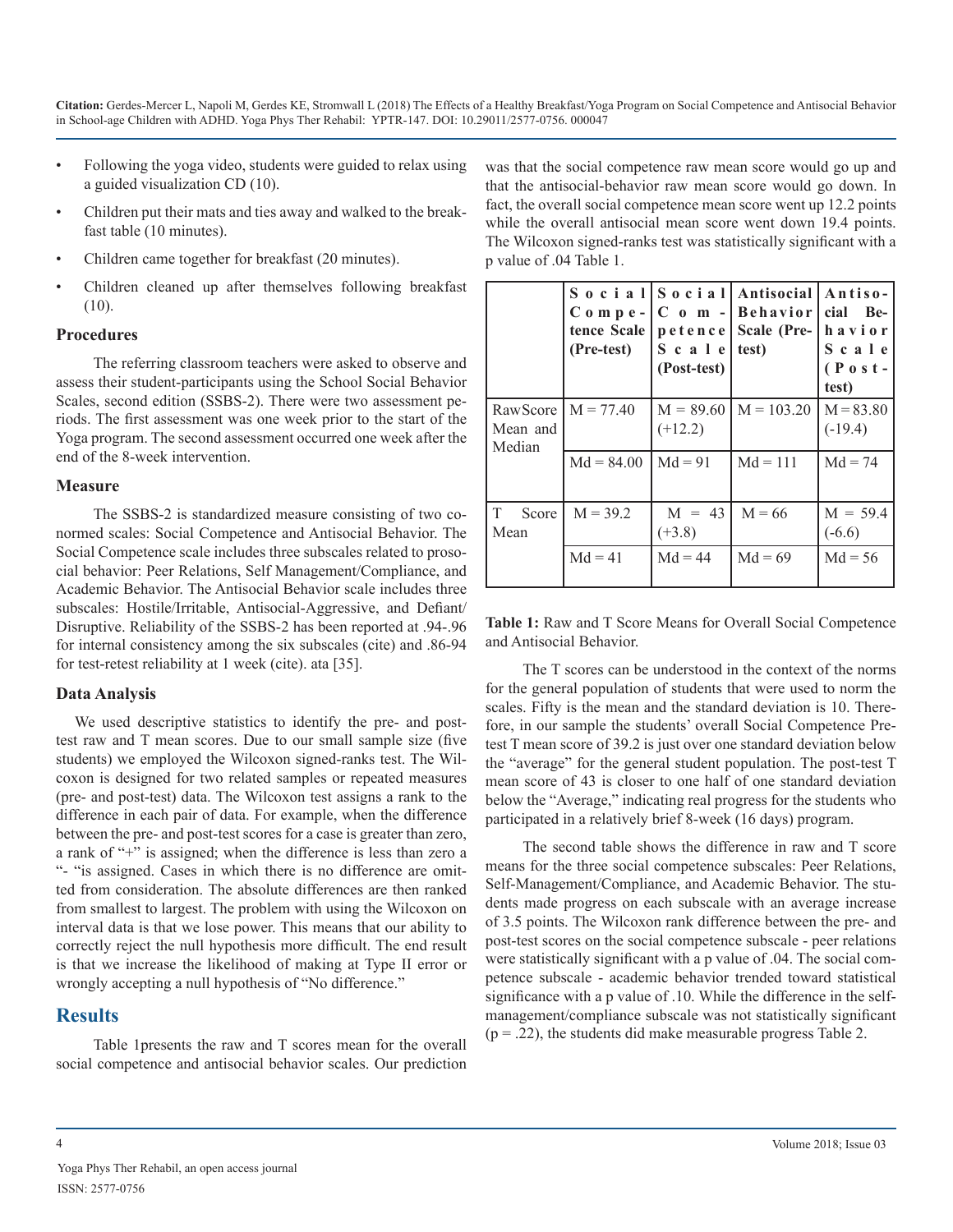- Following the yoga video, students were guided to relax using a guided visualization CD (10).
- Children put their mats and ties away and walked to the breakfast table (10 minutes).
- Children came together for breakfast (20 minutes).
- Children cleaned up after themselves following breakfast (10).

### Procedures

The referring classroom teachers were asked to observe and assess their student-participants using the School Social Behavior Scales, second edition (SSBS-2). There were two assessment periods. The first assessment was one week prior to the start of the Yoga program. The second assessment occurred one week after the end of the 8-week intervention.

### Measure

The SSBS-2 is standardized measure consisting of two co-normed scales: Social Competence and Antisocial Behavior. The Social Competence scale includes three subscales related to prosocial behavior: Peer Relations, Self Management/Compliance, and Academic Behavior. The Antisocial Behavior scale includes three subscales: Hostile/Irritable, Antisocial-Aggressive, and Defiant/Disruptive. Reliability of the SSBS-2 has been reported at .94-.96 for internal consistency among the six subscales (cite) and .86-94 for test-retest reliability at 1 week (cite). ata [35].

### Data Analysis

We used descriptive statistics to identify the pre- and post-test raw and T mean scores. Due to our small sample size (five students) we employed the Wilcoxon signed-ranks test. The Wilcoxon is designed for two related samples or repeated measures (pre- and post-test) data. The Wilcoxon test assigns a rank to the difference in each pair of data. For example, when the difference between the pre- and post-test scores for a case is greater than zero, a rank of "+" is assigned; when the difference is less than zero a "- "is assigned. Cases in which there is no difference are omitted from consideration. The absolute differences are then ranked from smallest to largest. The problem with using the Wilcoxon on interval data is that we lose power. This means that our ability to correctly reject the null hypothesis more difficult. The end result is that we increase the likelihood of making at Type II error or wrongly accepting a null hypothesis of "No difference."

## Results

Table 1presents the raw and T scores mean for the overall social competence and antisocial behavior scales. Our prediction was that the social competence raw mean score would go up and that the antisocial-behavior raw mean score would go down. In fact, the overall social competence mean score went up 12.2 points while the overall antisocial mean score went down 19.4 points. The Wilcoxon signed-ranks test was statistically significant with a p value of .04 Table 1.

| | Social Competence Scale (Pre-test) | Social Competence Scale (Post-test) | Antisocial Behavior Scale (Pre-test) | Antisocial Behavior Scale (Post-test) |
|---|---|---|---|---|
| RawScore Mean and Median | M = 77.40 | M = 89.60 (+12.2) | M = 103.20 | M = 83.80 (-19.4) |
| | Md = 84.00 | Md = 91 | Md = 111 | Md = 74 |
| T Score Mean | M = 39.2 | M = 43 (+3.8) | M = 66 | M = 59.4 (-6.6) |
| | Md = 41 | Md = 44 | Md = 69 | Md = 56 |

**Table 1:** Raw and T Score Means for Overall Social Competence and Antisocial Behavior.

The T scores can be understood in the context of the norms for the general population of students that were used to norm the scales. Fifty is the mean and the standard deviation is 10. Therefore, in our sample the students' overall Social Competence Pre-test T mean score of 39.2 is just over one standard deviation below the "average" for the general student population. The post-test T mean score of 43 is closer to one half of one standard deviation below the "Average," indicating real progress for the students who participated in a relatively brief 8-week (16 days) program.

The second table shows the difference in raw and T score means for the three social competence subscales: Peer Relations, Self-Management/Compliance, and Academic Behavior. The students made progress on each subscale with an average increase of 3.5 points. The Wilcoxon rank difference between the pre- and post-test scores on the social competence subscale - peer relations were statistically significant with a p value of .04. The social competence subscale - academic behavior trended toward statistical significance with a p value of .10. While the difference in the self-management/compliance subscale was not statistically significant (p = .22), the students did make measurable progress Table 2.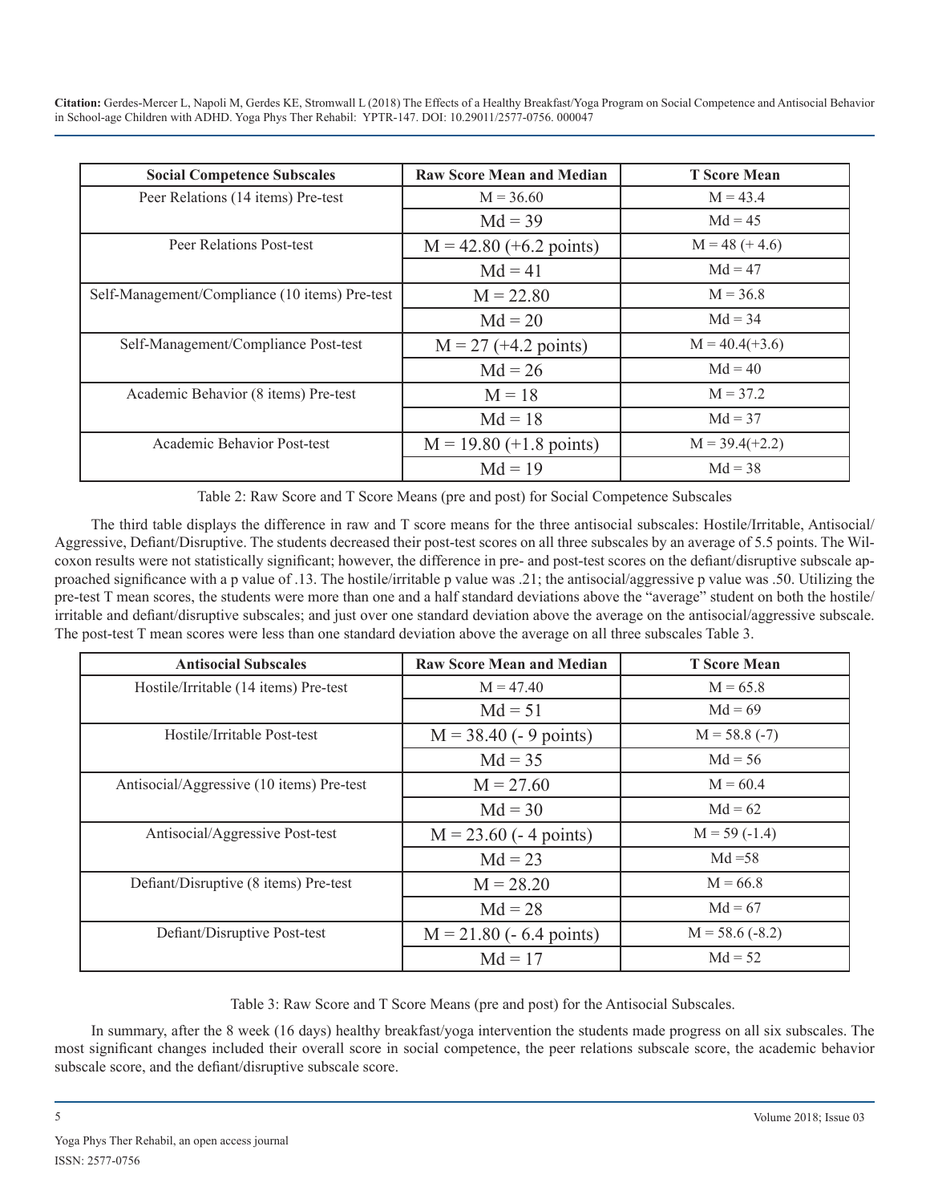| Social Competence Subscales | Raw Score Mean and Median | T Score Mean |
|---|---|---|
| Peer Relations (14 items) Pre-test | M = 36.60 | M = 43.4 |
| | Md = 39 | Md = 45 |
| Peer Relations Post-test | M = 42.80 (+6.2 points) | M = 48 (+ 4.6) |
| | Md = 41 | Md = 47 |
| Self-Management/Compliance (10 items) Pre-test | M = 22.80 | M = 36.8 |
| | Md = 20 | Md = 34 |
| Self-Management/Compliance Post-test | M = 27 (+4.2 points) | M = 40.4(+3.6) |
| | Md = 26 | Md = 40 |
| Academic Behavior (8 items) Pre-test | M = 18 | M = 37.2 |
| | Md = 18 | Md = 37 |
| Academic Behavior Post-test | M = 19.80 (+1.8 points) | M = 39.4(+2.2) |
| | Md = 19 | Md = 38 |

Table 2: Raw Score and T Score Means (pre and post) for Social Competence Subscales

The third table displays the difference in raw and T score means for the three antisocial subscales: Hostile/Irritable, Antisocial/Aggressive, Defiant/Disruptive. The students decreased their post-test scores on all three subscales by an average of 5.5 points. The Wilcoxon results were not statistically significant; however, the difference in pre- and post-test scores on the defiant/disruptive subscale approached significance with a p value of .13. The hostile/irritable p value was .21; the antisocial/aggressive p value was .50. Utilizing the pre-test T mean scores, the students were more than one and a half standard deviations above the "average" student on both the hostile/irritable and defiant/disruptive subscales; and just over one standard deviation above the average on the antisocial/aggressive subscale. The post-test T mean scores were less than one standard deviation above the average on all three subscales Table 3.

| Antisocial Subscales | Raw Score Mean and Median | T Score Mean |
|---|---|---|
| Hostile/Irritable (14 items) Pre-test | M = 47.40 | M = 65.8 |
| | Md = 51 | Md = 69 |
| Hostile/Irritable Post-test | M = 38.40 (- 9 points) | M = 58.8 (-7) |
| | Md = 35 | Md = 56 |
| Antisocial/Aggressive (10 items) Pre-test | M = 27.60 | M = 60.4 |
| | Md = 30 | Md = 62 |
| Antisocial/Aggressive Post-test | M = 23.60 (- 4 points) | M = 59 (-1.4) |
| | Md = 23 | Md =58 |
| Defiant/Disruptive (8 items) Pre-test | M = 28.20 | M = 66.8 |
| | Md = 28 | Md = 67 |
| Defiant/Disruptive Post-test | M = 21.80 (- 6.4 points) | M = 58.6 (-8.2) |
| | Md = 17 | Md = 52 |

Table 3: Raw Score and T Score Means (pre and post) for the Antisocial Subscales.

In summary, after the 8 week (16 days) healthy breakfast/yoga intervention the students made progress on all six subscales. The most significant changes included their overall score in social competence, the peer relations subscale score, the academic behavior subscale score, and the defiant/disruptive subscale score.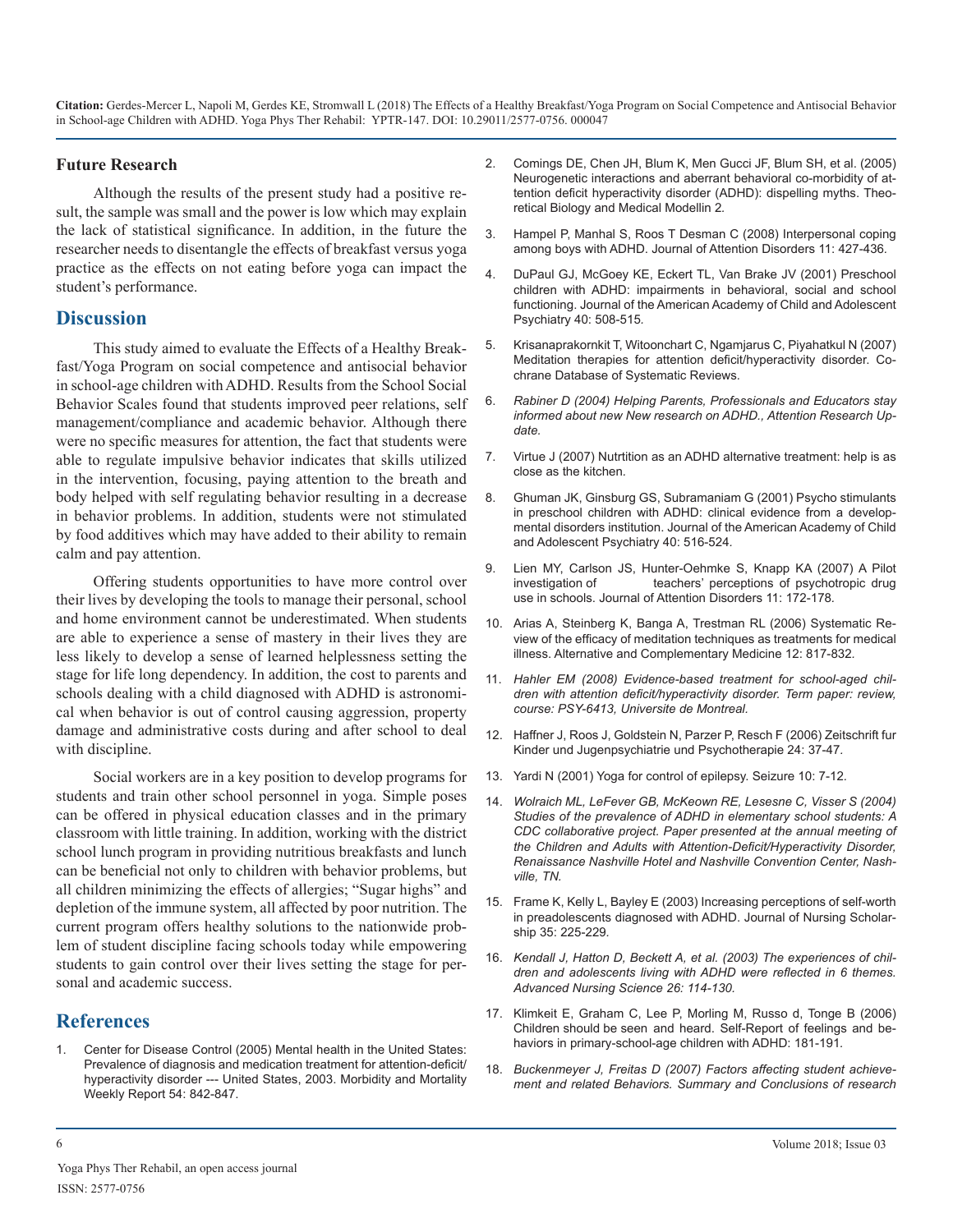### Future Research

Although the results of the present study had a positive result, the sample was small and the power is low which may explain the lack of statistical significance. In addition, in the future the researcher needs to disentangle the effects of breakfast versus yoga practice as the effects on not eating before yoga can impact the student's performance.

## Discussion

This study aimed to evaluate the Effects of a Healthy Breakfast/Yoga Program on social competence and antisocial behavior in school-age children with ADHD. Results from the School Social Behavior Scales found that students improved peer relations, self management/compliance and academic behavior. Although there were no specific measures for attention, the fact that students were able to regulate impulsive behavior indicates that skills utilized in the intervention, focusing, paying attention to the breath and body helped with self regulating behavior resulting in a decrease in behavior problems. In addition, students were not stimulated by food additives which may have added to their ability to remain calm and pay attention.

Offering students opportunities to have more control over their lives by developing the tools to manage their personal, school and home environment cannot be underestimated. When students are able to experience a sense of mastery in their lives they are less likely to develop a sense of learned helplessness setting the stage for life long dependency. In addition, the cost to parents and schools dealing with a child diagnosed with ADHD is astronomical when behavior is out of control causing aggression, property damage and administrative costs during and after school to deal with discipline.

Social workers are in a key position to develop programs for students and train other school personnel in yoga. Simple poses can be offered in physical education classes and in the primary classroom with little training. In addition, working with the district school lunch program in providing nutritious breakfasts and lunch can be beneficial not only to children with behavior problems, but all children minimizing the effects of allergies; "Sugar highs" and depletion of the immune system, all affected by poor nutrition. The current program offers healthy solutions to the nationwide problem of student discipline facing schools today while empowering students to gain control over their lives setting the stage for personal and academic success.

## References

1. Center for Disease Control (2005) Mental health in the United States: Prevalence of diagnosis and medication treatment for attention-deficit/hyperactivity disorder --- United States, 2003. Morbidity and Mortality Weekly Report 54: 842-847.
2. Comings DE, Chen JH, Blum K, Men Gucci JF, Blum SH, et al. (2005) Neurogenetic interactions and aberrant behavioral co-morbidity of attention deficit hyperactivity disorder (ADHD): dispelling myths. Theoretical Biology and Medical Modellin 2.
3. Hampel P, Manhal S, Roos T Desman C (2008) Interpersonal coping among boys with ADHD. Journal of Attention Disorders 11: 427-436.
4. DuPaul GJ, McGoey KE, Eckert TL, Van Brake JV (2001) Preschool children with ADHD: impairments in behavioral, social and school functioning. Journal of the American Academy of Child and Adolescent Psychiatry 40: 508-515.
5. Krisanaprakornkit T, Witoonchart C, Ngamjarus C, Piyahatkul N (2007) Meditation therapies for attention deficit/hyperactivity disorder. Cochrane Database of Systematic Reviews.
6. *Rabiner D (2004) Helping Parents, Professionals and Educators stay informed about new New research on ADHD., Attention Research Update.*
7. Virtue J (2007) Nutrtition as an ADHD alternative treatment: help is as close as the kitchen.
8. Ghuman JK, Ginsburg GS, Subramaniam G (2001) Psycho stimulants in preschool children with ADHD: clinical evidence from a developmental disorders institution. Journal of the American Academy of Child and Adolescent Psychiatry 40: 516-524.
9. Lien MY, Carlson JS, Hunter-Oehmke S, Knapp KA (2007) A Pilot investigation of teachers' perceptions of psychotropic drug use in schools. Journal of Attention Disorders 11: 172-178.
10. Arias A, Steinberg K, Banga A, Trestman RL (2006) Systematic Review of the efficacy of meditation techniques as treatments for medical illness. Alternative and Complementary Medicine 12: 817-832.
11. *Hahler EM (2008) Evidence-based treatment for school-aged children with attention deficit/hyperactivity disorder. Term paper: review, course: PSY-6413, Universite de Montreal.*
12. Haffner J, Roos J, Goldstein N, Parzer P, Resch F (2006) Zeitschrift fur Kinder und Jugenpsychiatrie und Psychotherapie 24: 37-47.
13. Yardi N (2001) Yoga for control of epilepsy. Seizure 10: 7-12.
14. *Wolraich ML, LeFever GB, McKeown RE, Lesesne C, Visser S (2004) Studies of the prevalence of ADHD in elementary school students: A CDC collaborative project. Paper presented at the annual meeting of the Children and Adults with Attention-Deficit/Hyperactivity Disorder, Renaissance Nashville Hotel and Nashville Convention Center, Nashville, TN.*
15. Frame K, Kelly L, Bayley E (2003) Increasing perceptions of self-worth in preadolescents diagnosed with ADHD. Journal of Nursing Scholarship 35: 225-229.
16. *Kendall J, Hatton D, Beckett A, et al. (2003) The experiences of children and adolescents living with ADHD were reflected in 6 themes. Advanced Nursing Science 26: 114-130.*
17. Klimkeit E, Graham C, Lee P, Morling M, Russo d, Tonge B (2006) Children should be seen and heard. Self-Report of feelings and behaviors in primary-school-age children with ADHD: 181-191.
18. *Buckenmeyer J, Freitas D (2007) Factors affecting student achievement and related Behaviors. Summary and Conclusions of research*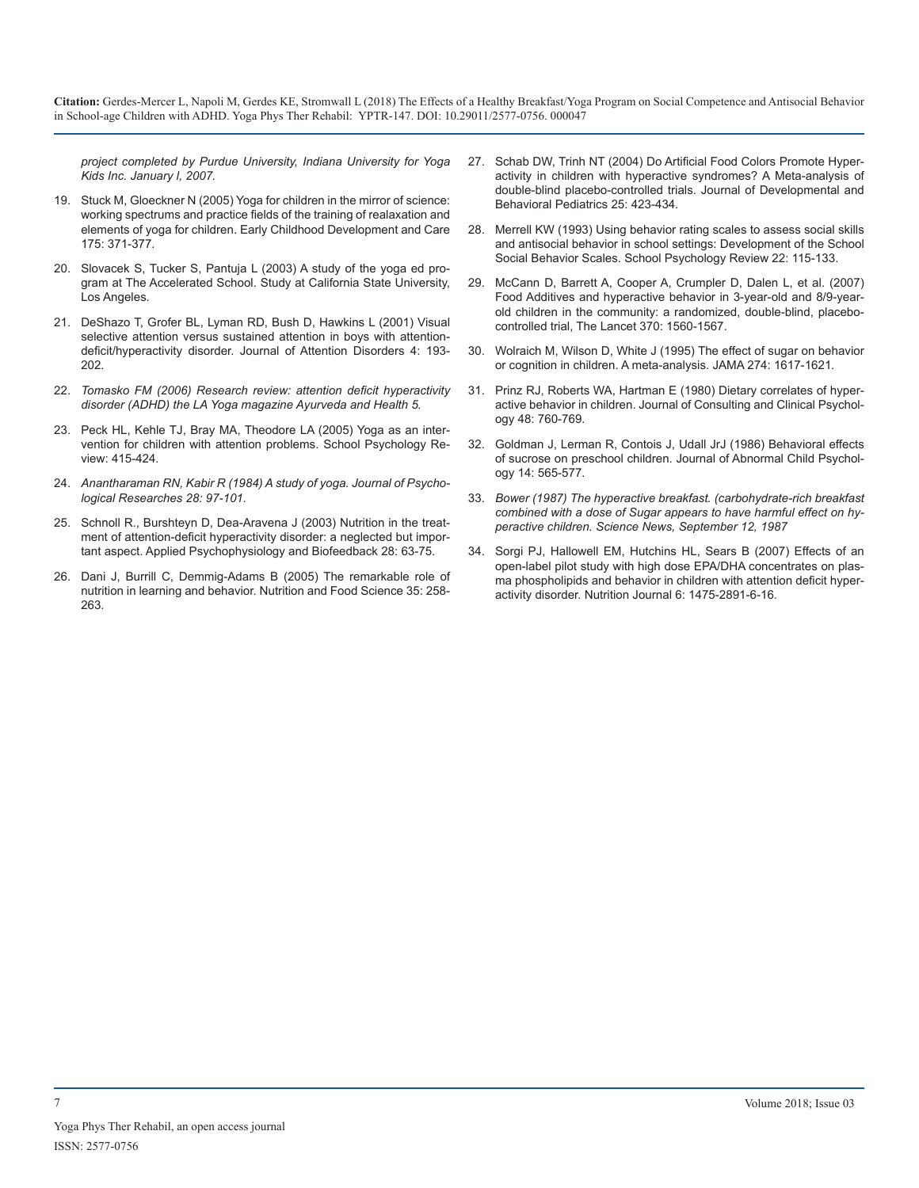*project completed by Purdue University, Indiana University for Yoga Kids Inc. January l, 2007.*

19. Stuck M, Gloeckner N (2005) Yoga for children in the mirror of science: working spectrums and practice fields of the training of realaxation and elements of yoga for children. Early Childhood Development and Care 175: 371-377.

20. Slovacek S, Tucker S, Pantuja L (2003) A study of the yoga ed program at The Accelerated School. Study at California State University, Los Angeles.

21. DeShazo T, Grofer BL, Lyman RD, Bush D, Hawkins L (2001) Visual selective attention versus sustained attention in boys with attention-deficit/hyperactivity disorder. Journal of Attention Disorders 4: 193-202.

22. *Tomasko FM (2006) Research review: attention deficit hyperactivity disorder (ADHD) the LA Yoga magazine Ayurveda and Health 5.*

23. Peck HL, Kehle TJ, Bray MA, Theodore LA (2005) Yoga as an intervention for children with attention problems. School Psychology Review: 415-424.

24. *Anantharaman RN, Kabir R (1984) A study of yoga. Journal of Psychological Researches 28: 97-101.*

25. Schnoll R., Burshteyn D, Dea-Aravena J (2003) Nutrition in the treatment of attention-deficit hyperactivity disorder: a neglected but important aspect. Applied Psychophysiology and Biofeedback 28: 63-75.

26. Dani J, Burrill C, Demmig-Adams B (2005) The remarkable role of nutrition in learning and behavior. Nutrition and Food Science 35: 258-263.

27. Schab DW, Trinh NT (2004) Do Artificial Food Colors Promote Hyperactivity in children with hyperactive syndromes? A Meta-analysis of double-blind placebo-controlled trials. Journal of Developmental and Behavioral Pediatrics 25: 423-434.

28. Merrell KW (1993) Using behavior rating scales to assess social skills and antisocial behavior in school settings: Development of the School Social Behavior Scales. School Psychology Review 22: 115-133.

29. McCann D, Barrett A, Cooper A, Crumpler D, Dalen L, et al. (2007) Food Additives and hyperactive behavior in 3-year-old and 8/9-year-old children in the community: a randomized, double-blind, placebo-controlled trial, The Lancet 370: 1560-1567.

30. Wolraich M, Wilson D, White J (1995) The effect of sugar on behavior or cognition in children. A meta-analysis. JAMA 274: 1617-1621.

31. Prinz RJ, Roberts WA, Hartman E (1980) Dietary correlates of hyperactive behavior in children. Journal of Consulting and Clinical Psychology 48: 760-769.

32. Goldman J, Lerman R, Contois J, Udall JrJ (1986) Behavioral effects of sucrose on preschool children. Journal of Abnormal Child Psychology 14: 565-577.

33. *Bower (1987) The hyperactive breakfast. (carbohydrate-rich breakfast combined with a dose of Sugar appears to have harmful effect on hyperactive children. Science News, September 12, 1987*

34. Sorgi PJ, Hallowell EM, Hutchins HL, Sears B (2007) Effects of an open-label pilot study with high dose EPA/DHA concentrates on plasma phospholipids and behavior in children with attention deficit hyperactivity disorder. Nutrition Journal 6: 1475-2891-6-16.